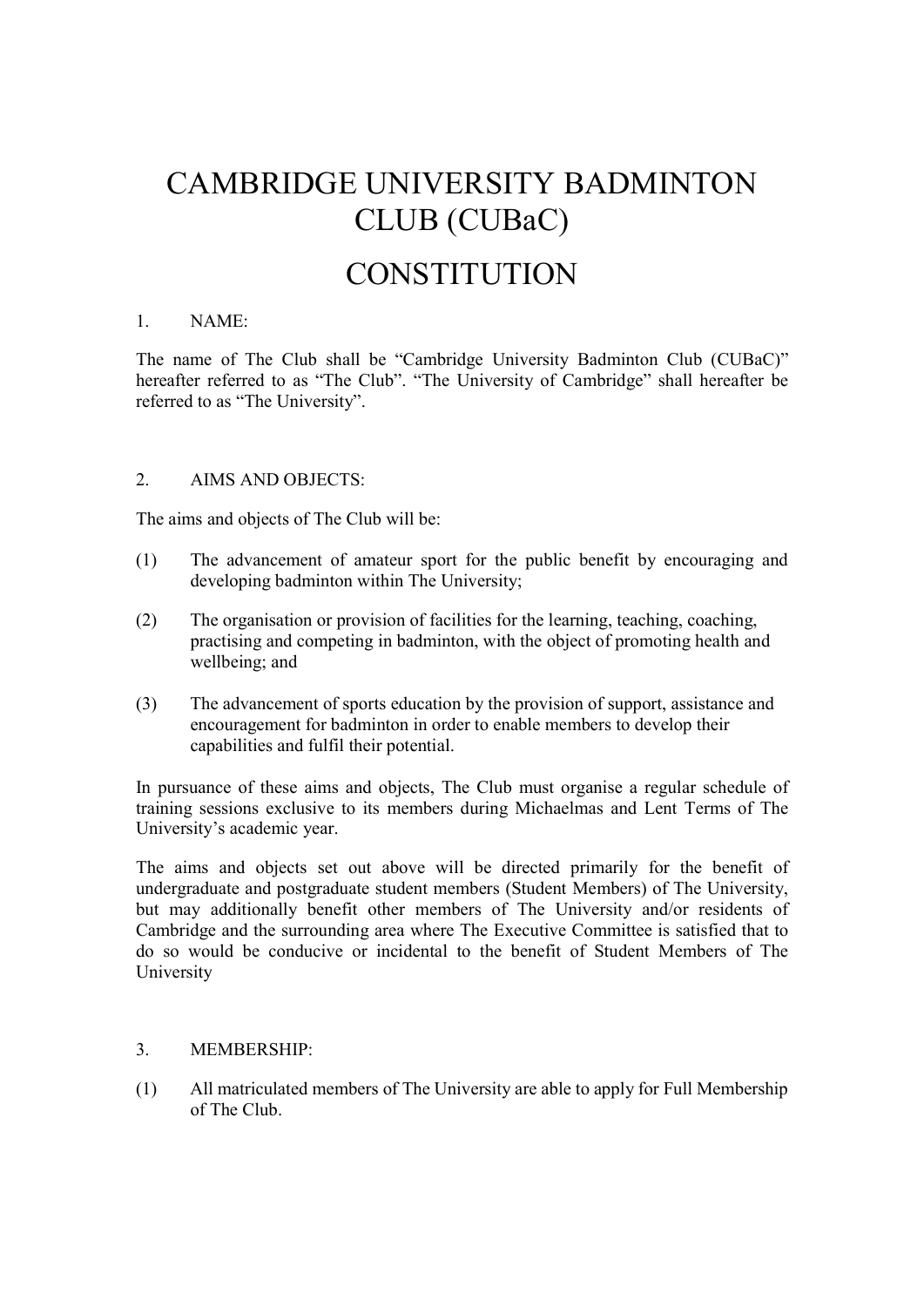# CAMBRIDGE UNIVERSITY BADMINTON CLUB (CUBaC)

# CONSTITUTION

## 1. NAME:

The name of The Club shall be "Cambridge University Badminton Club (CUBaC)" hereafter referred to as "The Club". "The University of Cambridge" shall hereafter be referred to as "The University".

## 2. AIMS AND OBJECTS:

The aims and objects of The Club will be:

(1) The advancement of amateur sport for the public benefit by encouraging and developing badminton within The University;

(2) The organisation or provision of facilities for the learning, teaching, coaching, practising and competing in badminton, with the object of promoting health and wellbeing; and

(3) The advancement of sports education by the provision of support, assistance and encouragement for badminton in order to enable members to develop their capabilities and fulfil their potential.

In pursuance of these aims and objects, The Club must organise a regular schedule of training sessions exclusive to its members during Michaelmas and Lent Terms of The University's academic year.

The aims and objects set out above will be directed primarily for the benefit of undergraduate and postgraduate student members (Student Members) of The University, but may additionally benefit other members of The University and/or residents of Cambridge and the surrounding area where The Executive Committee is satisfied that to do so would be conducive or incidental to the benefit of Student Members of The University

## 3. MEMBERSHIP:

(1) All matriculated members of The University are able to apply for Full Membership of The Club.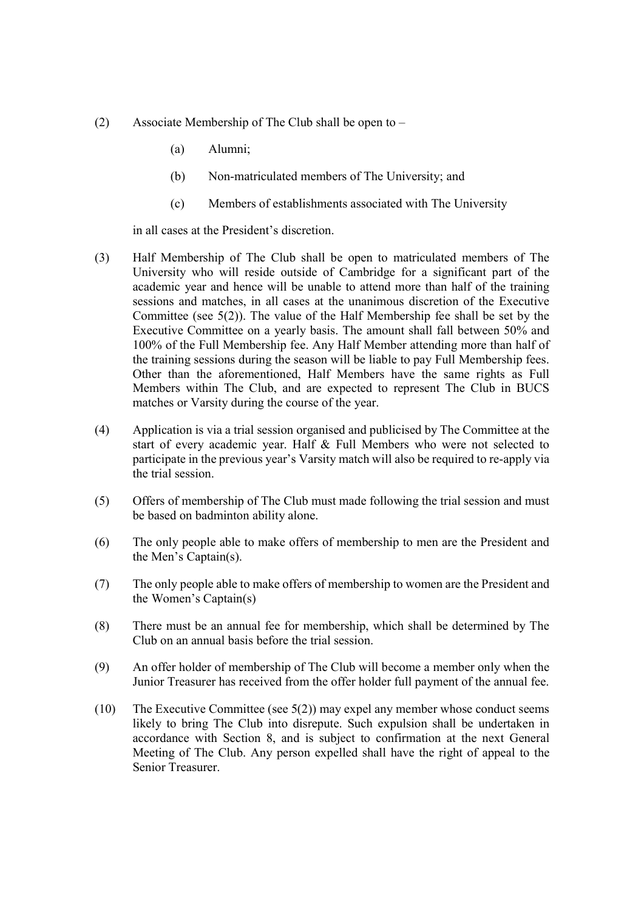(2) Associate Membership of The Club shall be open to –

  (a) Alumni;

  (b) Non-matriculated members of The University; and

  (c) Members of establishments associated with The University

  in all cases at the President's discretion.

(3) Half Membership of The Club shall be open to matriculated members of The University who will reside outside of Cambridge for a significant part of the academic year and hence will be unable to attend more than half of the training sessions and matches, in all cases at the unanimous discretion of the Executive Committee (see 5(2)). The value of the Half Membership fee shall be set by the Executive Committee on a yearly basis. The amount shall fall between 50% and 100% of the Full Membership fee. Any Half Member attending more than half of the training sessions during the season will be liable to pay Full Membership fees. Other than the aforementioned, Half Members have the same rights as Full Members within The Club, and are expected to represent The Club in BUCS matches or Varsity during the course of the year.

(4) Application is via a trial session organised and publicised by The Committee at the start of every academic year. Half & Full Members who were not selected to participate in the previous year's Varsity match will also be required to re-apply via the trial session.

(5) Offers of membership of The Club must made following the trial session and must be based on badminton ability alone.

(6) The only people able to make offers of membership to men are the President and the Men's Captain(s).

(7) The only people able to make offers of membership to women are the President and the Women's Captain(s)

(8) There must be an annual fee for membership, which shall be determined by The Club on an annual basis before the trial session.

(9) An offer holder of membership of The Club will become a member only when the Junior Treasurer has received from the offer holder full payment of the annual fee.

(10) The Executive Committee (see 5(2)) may expel any member whose conduct seems likely to bring The Club into disrepute. Such expulsion shall be undertaken in accordance with Section 8, and is subject to confirmation at the next General Meeting of The Club. Any person expelled shall have the right of appeal to the Senior Treasurer.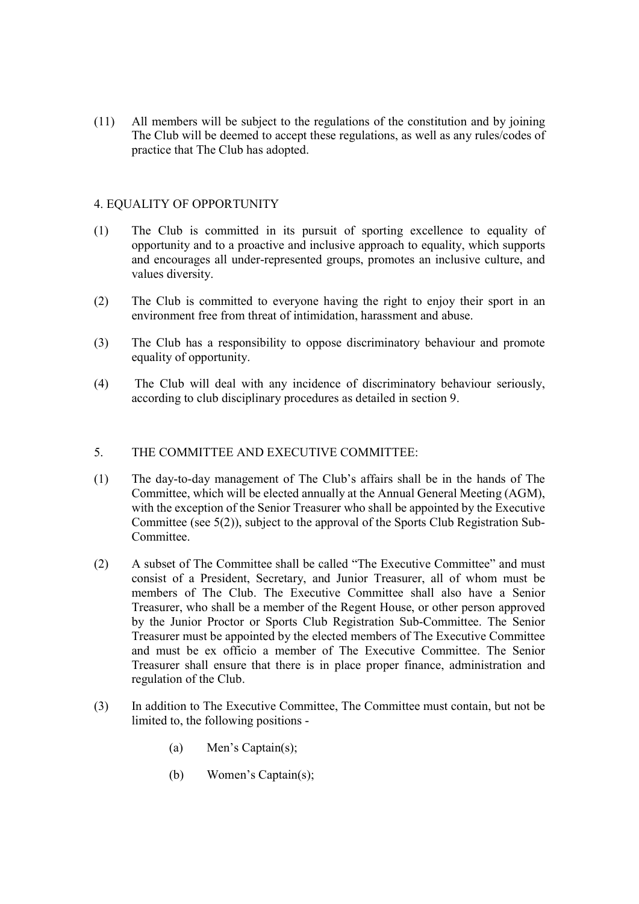(11) All members will be subject to the regulations of the constitution and by joining The Club will be deemed to accept these regulations, as well as any rules/codes of practice that The Club has adopted.

## 4. EQUALITY OF OPPORTUNITY

(1) The Club is committed in its pursuit of sporting excellence to equality of opportunity and to a proactive and inclusive approach to equality, which supports and encourages all under-represented groups, promotes an inclusive culture, and values diversity.

(2) The Club is committed to everyone having the right to enjoy their sport in an environment free from threat of intimidation, harassment and abuse.

(3) The Club has a responsibility to oppose discriminatory behaviour and promote equality of opportunity.

(4) The Club will deal with any incidence of discriminatory behaviour seriously, according to club disciplinary procedures as detailed in section 9.

## 5. THE COMMITTEE AND EXECUTIVE COMMITTEE:

(1) The day-to-day management of The Club's affairs shall be in the hands of The Committee, which will be elected annually at the Annual General Meeting (AGM), with the exception of the Senior Treasurer who shall be appointed by the Executive Committee (see 5(2)), subject to the approval of the Sports Club Registration Sub-Committee.

(2) A subset of The Committee shall be called "The Executive Committee" and must consist of a President, Secretary, and Junior Treasurer, all of whom must be members of The Club. The Executive Committee shall also have a Senior Treasurer, who shall be a member of the Regent House, or other person approved by the Junior Proctor or Sports Club Registration Sub-Committee. The Senior Treasurer must be appointed by the elected members of The Executive Committee and must be ex officio a member of The Executive Committee. The Senior Treasurer shall ensure that there is in place proper finance, administration and regulation of the Club.

(3) In addition to The Executive Committee, The Committee must contain, but not be limited to, the following positions -

- (a) Men's Captain(s);
- (b) Women's Captain(s);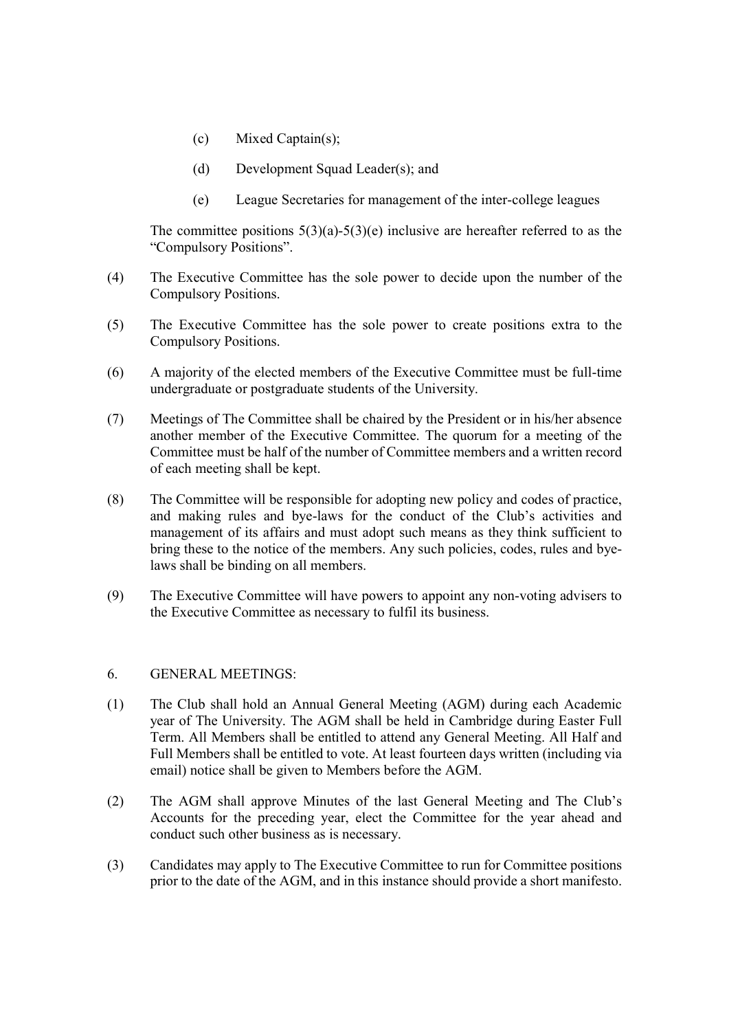(c) Mixed Captain(s);

(d) Development Squad Leader(s); and

(e) League Secretaries for management of the inter-college leagues

The committee positions 5(3)(a)-5(3)(e) inclusive are hereafter referred to as the "Compulsory Positions".

(4) The Executive Committee has the sole power to decide upon the number of the Compulsory Positions.

(5) The Executive Committee has the sole power to create positions extra to the Compulsory Positions.

(6) A majority of the elected members of the Executive Committee must be full-time undergraduate or postgraduate students of the University.

(7) Meetings of The Committee shall be chaired by the President or in his/her absence another member of the Executive Committee. The quorum for a meeting of the Committee must be half of the number of Committee members and a written record of each meeting shall be kept.

(8) The Committee will be responsible for adopting new policy and codes of practice, and making rules and bye-laws for the conduct of the Club's activities and management of its affairs and must adopt such means as they think sufficient to bring these to the notice of the members. Any such policies, codes, rules and bye-laws shall be binding on all members.

(9) The Executive Committee will have powers to appoint any non-voting advisers to the Executive Committee as necessary to fulfil its business.

## 6. GENERAL MEETINGS:

(1) The Club shall hold an Annual General Meeting (AGM) during each Academic year of The University. The AGM shall be held in Cambridge during Easter Full Term. All Members shall be entitled to attend any General Meeting. All Half and Full Members shall be entitled to vote. At least fourteen days written (including via email) notice shall be given to Members before the AGM.

(2) The AGM shall approve Minutes of the last General Meeting and The Club's Accounts for the preceding year, elect the Committee for the year ahead and conduct such other business as is necessary.

(3) Candidates may apply to The Executive Committee to run for Committee positions prior to the date of the AGM, and in this instance should provide a short manifesto.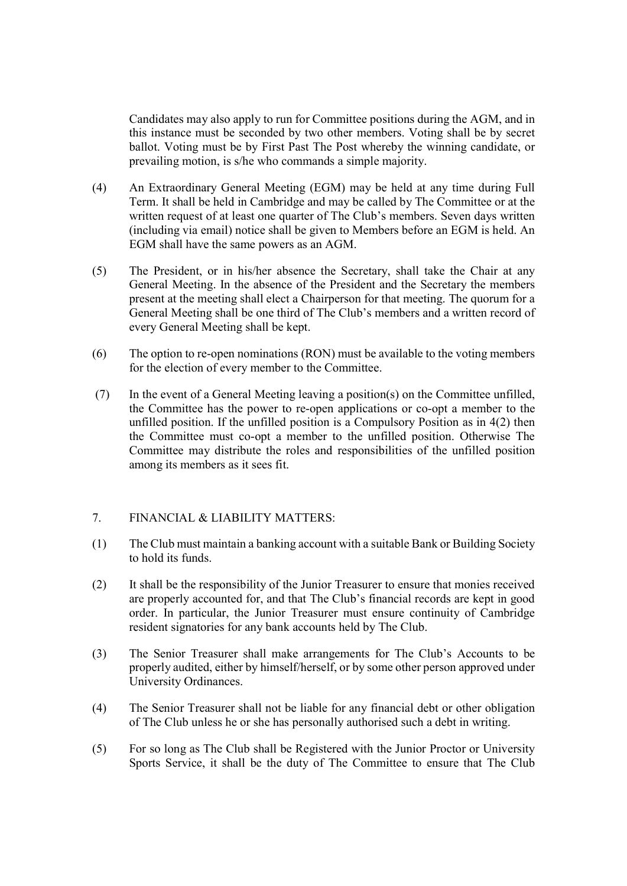Candidates may also apply to run for Committee positions during the AGM, and in this instance must be seconded by two other members. Voting shall be by secret ballot. Voting must be by First Past The Post whereby the winning candidate, or prevailing motion, is s/he who commands a simple majority.

(4) An Extraordinary General Meeting (EGM) may be held at any time during Full Term. It shall be held in Cambridge and may be called by The Committee or at the written request of at least one quarter of The Club's members. Seven days written (including via email) notice shall be given to Members before an EGM is held. An EGM shall have the same powers as an AGM.

(5) The President, or in his/her absence the Secretary, shall take the Chair at any General Meeting. In the absence of the President and the Secretary the members present at the meeting shall elect a Chairperson for that meeting. The quorum for a General Meeting shall be one third of The Club's members and a written record of every General Meeting shall be kept.

(6) The option to re-open nominations (RON) must be available to the voting members for the election of every member to the Committee.

(7) In the event of a General Meeting leaving a position(s) on the Committee unfilled, the Committee has the power to re-open applications or co-opt a member to the unfilled position. If the unfilled position is a Compulsory Position as in 4(2) then the Committee must co-opt a member to the unfilled position. Otherwise The Committee may distribute the roles and responsibilities of the unfilled position among its members as it sees fit.

7. FINANCIAL & LIABILITY MATTERS:

(1) The Club must maintain a banking account with a suitable Bank or Building Society to hold its funds.

(2) It shall be the responsibility of the Junior Treasurer to ensure that monies received are properly accounted for, and that The Club's financial records are kept in good order. In particular, the Junior Treasurer must ensure continuity of Cambridge resident signatories for any bank accounts held by The Club.

(3) The Senior Treasurer shall make arrangements for The Club's Accounts to be properly audited, either by himself/herself, or by some other person approved under University Ordinances.

(4) The Senior Treasurer shall not be liable for any financial debt or other obligation of The Club unless he or she has personally authorised such a debt in writing.

(5) For so long as The Club shall be Registered with the Junior Proctor or University Sports Service, it shall be the duty of The Committee to ensure that The Club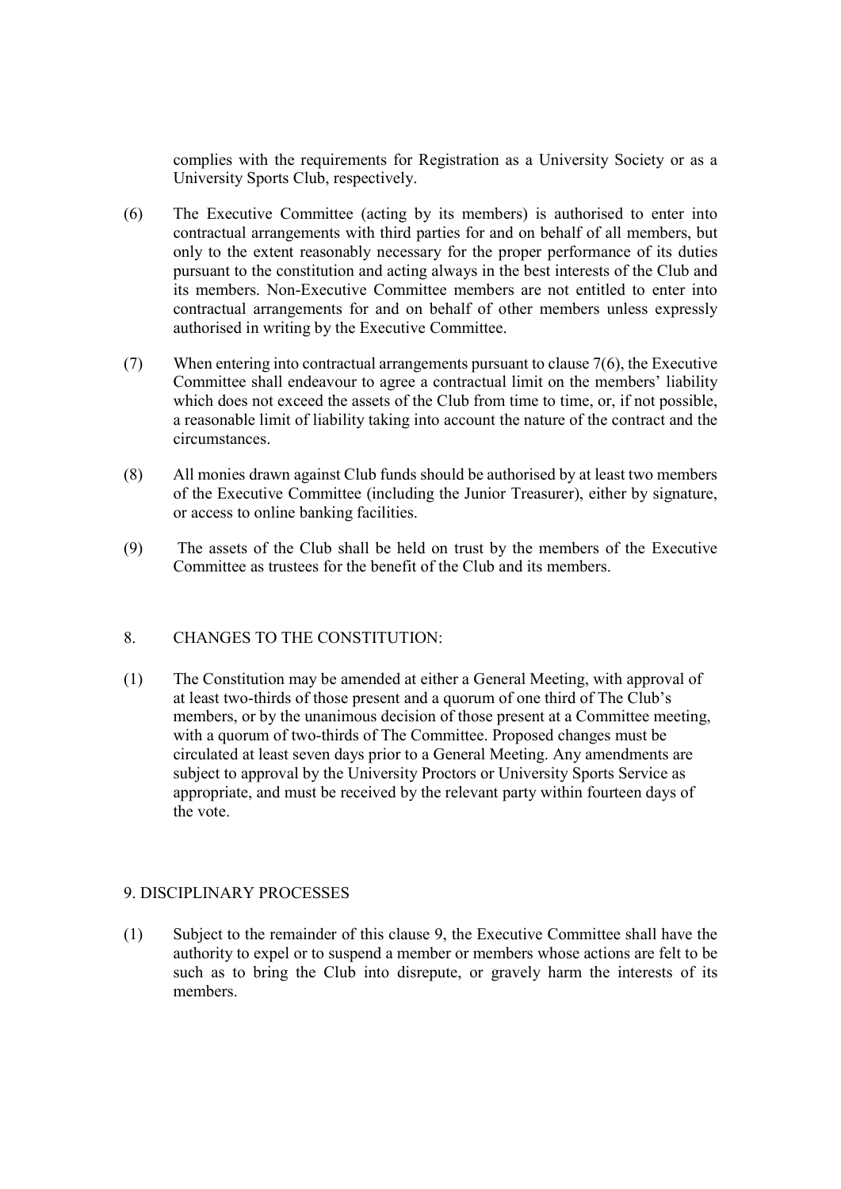complies with the requirements for Registration as a University Society or as a University Sports Club, respectively.

(6) The Executive Committee (acting by its members) is authorised to enter into contractual arrangements with third parties for and on behalf of all members, but only to the extent reasonably necessary for the proper performance of its duties pursuant to the constitution and acting always in the best interests of the Club and its members. Non-Executive Committee members are not entitled to enter into contractual arrangements for and on behalf of other members unless expressly authorised in writing by the Executive Committee.

(7) When entering into contractual arrangements pursuant to clause 7(6), the Executive Committee shall endeavour to agree a contractual limit on the members' liability which does not exceed the assets of the Club from time to time, or, if not possible, a reasonable limit of liability taking into account the nature of the contract and the circumstances.

(8) All monies drawn against Club funds should be authorised by at least two members of the Executive Committee (including the Junior Treasurer), either by signature, or access to online banking facilities.

(9) The assets of the Club shall be held on trust by the members of the Executive Committee as trustees for the benefit of the Club and its members.

## 8. CHANGES TO THE CONSTITUTION:

(1) The Constitution may be amended at either a General Meeting, with approval of at least two-thirds of those present and a quorum of one third of The Club's members, or by the unanimous decision of those present at a Committee meeting, with a quorum of two-thirds of The Committee. Proposed changes must be circulated at least seven days prior to a General Meeting. Any amendments are subject to approval by the University Proctors or University Sports Service as appropriate, and must be received by the relevant party within fourteen days of the vote.

## 9. DISCIPLINARY PROCESSES

(1) Subject to the remainder of this clause 9, the Executive Committee shall have the authority to expel or to suspend a member or members whose actions are felt to be such as to bring the Club into disrepute, or gravely harm the interests of its members.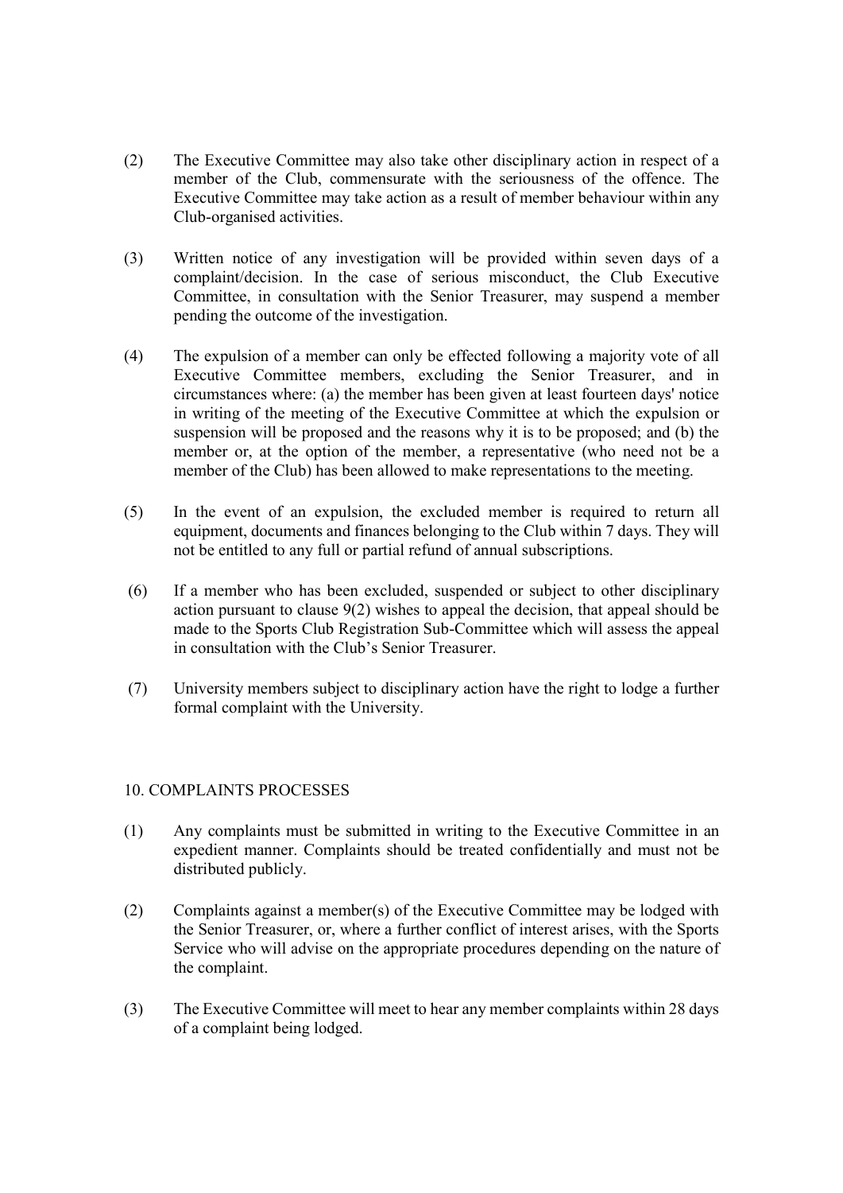(2) The Executive Committee may also take other disciplinary action in respect of a member of the Club, commensurate with the seriousness of the offence. The Executive Committee may take action as a result of member behaviour within any Club-organised activities.

(3) Written notice of any investigation will be provided within seven days of a complaint/decision. In the case of serious misconduct, the Club Executive Committee, in consultation with the Senior Treasurer, may suspend a member pending the outcome of the investigation.

(4) The expulsion of a member can only be effected following a majority vote of all Executive Committee members, excluding the Senior Treasurer, and in circumstances where: (a) the member has been given at least fourteen days' notice in writing of the meeting of the Executive Committee at which the expulsion or suspension will be proposed and the reasons why it is to be proposed; and (b) the member or, at the option of the member, a representative (who need not be a member of the Club) has been allowed to make representations to the meeting.

(5) In the event of an expulsion, the excluded member is required to return all equipment, documents and finances belonging to the Club within 7 days. They will not be entitled to any full or partial refund of annual subscriptions.

(6) If a member who has been excluded, suspended or subject to other disciplinary action pursuant to clause 9(2) wishes to appeal the decision, that appeal should be made to the Sports Club Registration Sub-Committee which will assess the appeal in consultation with the Club's Senior Treasurer.

(7) University members subject to disciplinary action have the right to lodge a further formal complaint with the University.

## 10. COMPLAINTS PROCESSES

(1) Any complaints must be submitted in writing to the Executive Committee in an expedient manner. Complaints should be treated confidentially and must not be distributed publicly.

(2) Complaints against a member(s) of the Executive Committee may be lodged with the Senior Treasurer, or, where a further conflict of interest arises, with the Sports Service who will advise on the appropriate procedures depending on the nature of the complaint.

(3) The Executive Committee will meet to hear any member complaints within 28 days of a complaint being lodged.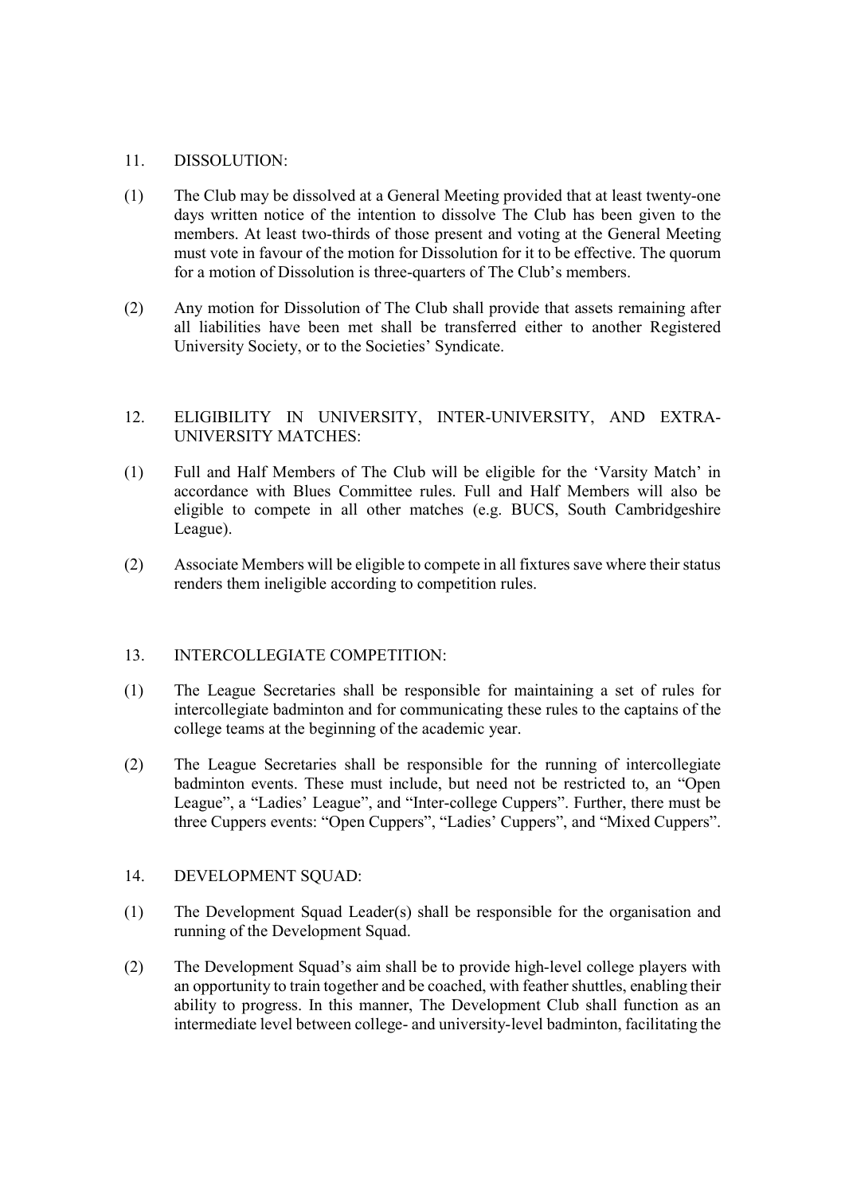## 11. DISSOLUTION:

(1) The Club may be dissolved at a General Meeting provided that at least twenty-one days written notice of the intention to dissolve The Club has been given to the members. At least two-thirds of those present and voting at the General Meeting must vote in favour of the motion for Dissolution for it to be effective. The quorum for a motion of Dissolution is three-quarters of The Club's members.

(2) Any motion for Dissolution of The Club shall provide that assets remaining after all liabilities have been met shall be transferred either to another Registered University Society, or to the Societies' Syndicate.

## 12. ELIGIBILITY IN UNIVERSITY, INTER-UNIVERSITY, AND EXTRA-UNIVERSITY MATCHES:

(1) Full and Half Members of The Club will be eligible for the 'Varsity Match' in accordance with Blues Committee rules. Full and Half Members will also be eligible to compete in all other matches (e.g. BUCS, South Cambridgeshire League).

(2) Associate Members will be eligible to compete in all fixtures save where their status renders them ineligible according to competition rules.

## 13. INTERCOLLEGIATE COMPETITION:

(1) The League Secretaries shall be responsible for maintaining a set of rules for intercollegiate badminton and for communicating these rules to the captains of the college teams at the beginning of the academic year.

(2) The League Secretaries shall be responsible for the running of intercollegiate badminton events. These must include, but need not be restricted to, an "Open League", a "Ladies' League", and "Inter-college Cuppers". Further, there must be three Cuppers events: "Open Cuppers", "Ladies' Cuppers", and "Mixed Cuppers".

## 14. DEVELOPMENT SQUAD:

(1) The Development Squad Leader(s) shall be responsible for the organisation and running of the Development Squad.

(2) The Development Squad's aim shall be to provide high-level college players with an opportunity to train together and be coached, with feather shuttles, enabling their ability to progress. In this manner, The Development Club shall function as an intermediate level between college- and university-level badminton, facilitating the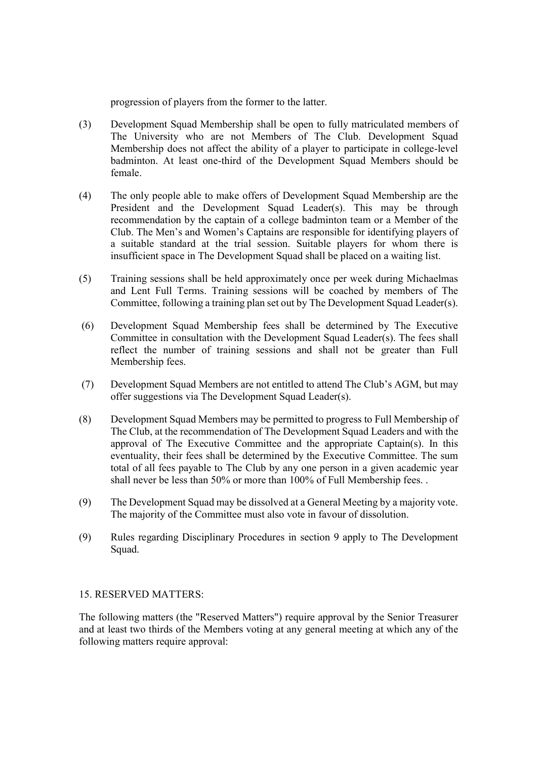progression of players from the former to the latter.

(3) Development Squad Membership shall be open to fully matriculated members of The University who are not Members of The Club. Development Squad Membership does not affect the ability of a player to participate in college-level badminton. At least one-third of the Development Squad Members should be female.

(4) The only people able to make offers of Development Squad Membership are the President and the Development Squad Leader(s). This may be through recommendation by the captain of a college badminton team or a Member of the Club. The Men's and Women's Captains are responsible for identifying players of a suitable standard at the trial session. Suitable players for whom there is insufficient space in The Development Squad shall be placed on a waiting list.

(5) Training sessions shall be held approximately once per week during Michaelmas and Lent Full Terms. Training sessions will be coached by members of The Committee, following a training plan set out by The Development Squad Leader(s).

(6) Development Squad Membership fees shall be determined by The Executive Committee in consultation with the Development Squad Leader(s). The fees shall reflect the number of training sessions and shall not be greater than Full Membership fees.

(7) Development Squad Members are not entitled to attend The Club's AGM, but may offer suggestions via The Development Squad Leader(s).

(8) Development Squad Members may be permitted to progress to Full Membership of The Club, at the recommendation of The Development Squad Leaders and with the approval of The Executive Committee and the appropriate Captain(s). In this eventuality, their fees shall be determined by the Executive Committee. The sum total of all fees payable to The Club by any one person in a given academic year shall never be less than 50% or more than 100% of Full Membership fees. .

(9) The Development Squad may be dissolved at a General Meeting by a majority vote. The majority of the Committee must also vote in favour of dissolution.

(9) Rules regarding Disciplinary Procedures in section 9 apply to The Development Squad.

## 15. RESERVED MATTERS:

The following matters (the "Reserved Matters") require approval by the Senior Treasurer and at least two thirds of the Members voting at any general meeting at which any of the following matters require approval: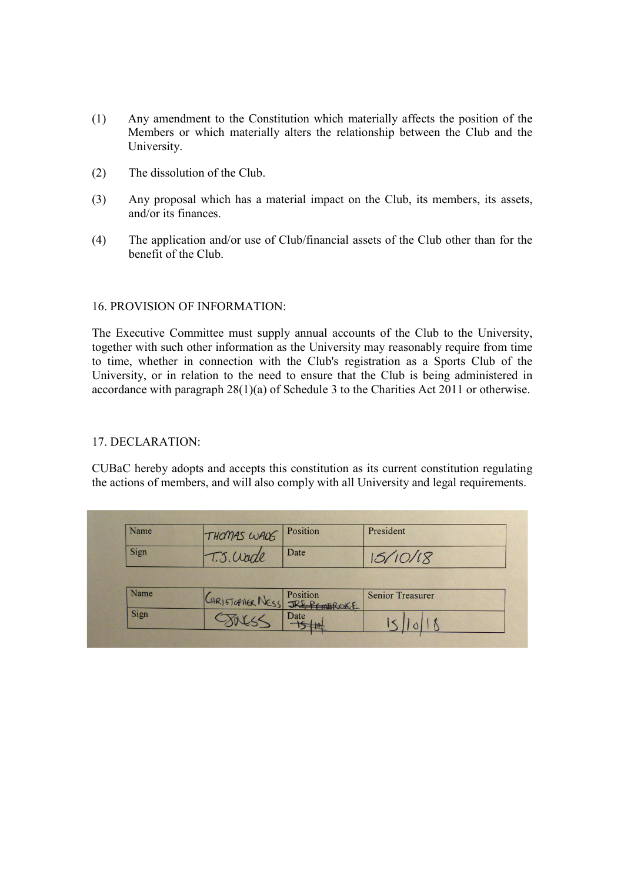(1) Any amendment to the Constitution which materially affects the position of the Members or which materially alters the relationship between the Club and the University.

(2) The dissolution of the Club.

(3) Any proposal which has a material impact on the Club, its members, its assets, and/or its finances.

(4) The application and/or use of Club/financial assets of the Club other than for the benefit of the Club.

16. PROVISION OF INFORMATION:

The Executive Committee must supply annual accounts of the Club to the University, together with such other information as the University may reasonably require from time to time, whether in connection with the Club's registration as a Sports Club of the University, or in relation to the need to ensure that the Club is being administered in accordance with paragraph 28(1)(a) of Schedule 3 to the Charities Act 2011 or otherwise.

17. DECLARATION:

CUBaC hereby adopts and accepts this constitution as its current constitution regulating the actions of members, and will also comply with all University and legal requirements.

| | | | |
|---|---|---|---|
| Name | THOMAS WADE | Position | President |
| Sign | T.S. Wade | Date | 15/10/18 |

| | | | |
|---|---|---|---|
| Name | CHRISTOPHER NESS | Position | ~~JRF PEMBROKE~~ Senior Treasurer |
| Sign | CJNESS | Date ~~15/10/~~ | 15/10/18 |